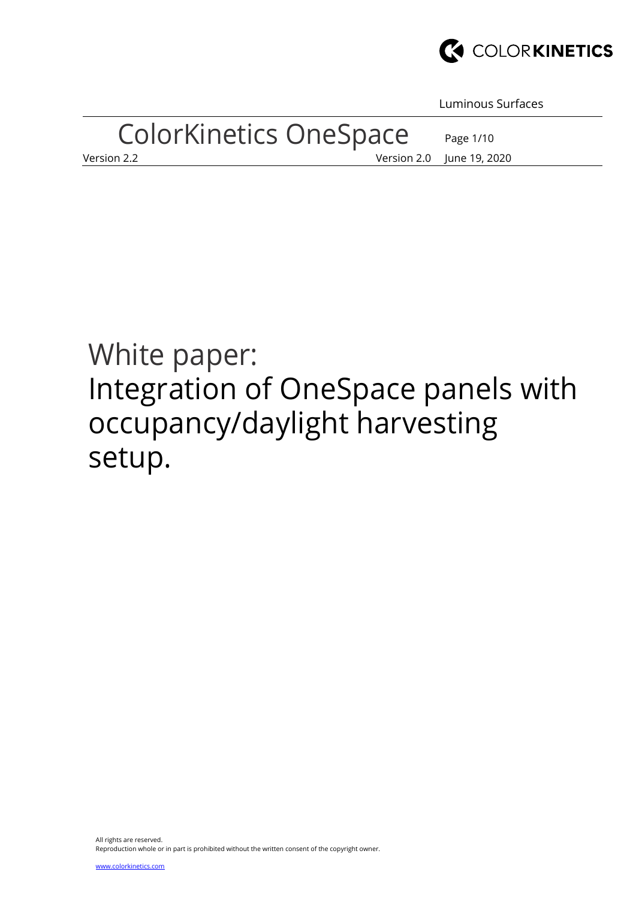# White paper: Integration of OneSpace panels with occupancy/daylight harvesting setup.

All rights are reserved.
Reproduction whole or in part is prohibited without the written consent of the copyright owner.

www.colorkinetics.com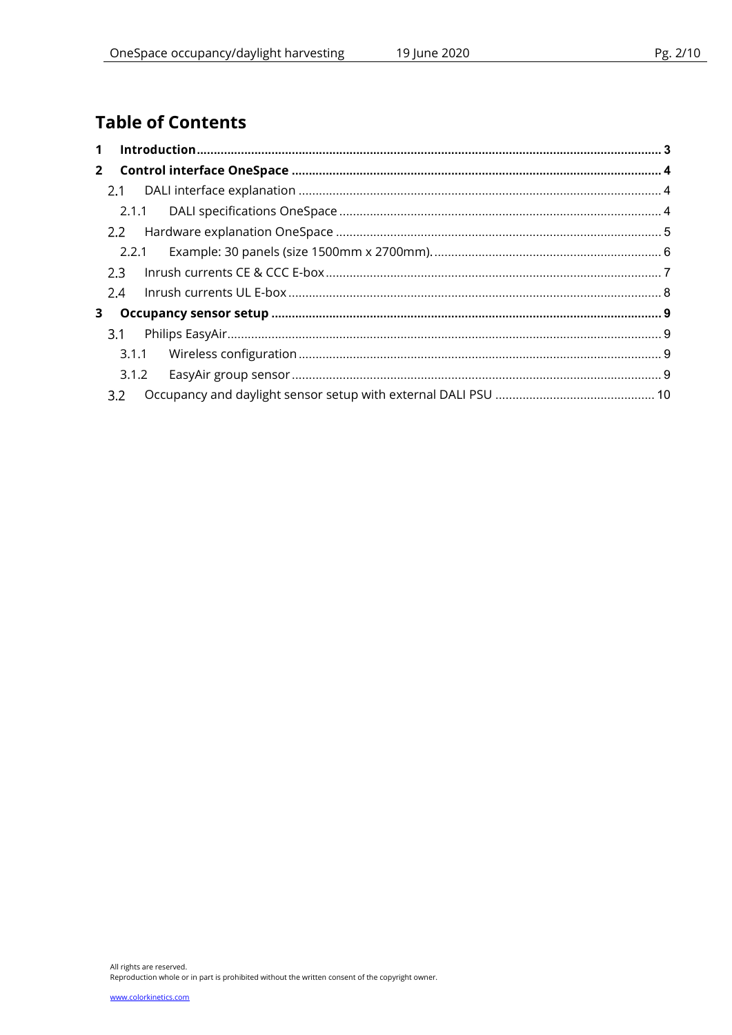# Table of Contents

**1 Introduction** ........ **3**

**2 Control interface OneSpace** ........ **4**

- 2.1 DALI interface explanation ........ 4
  - 2.1.1 DALI specifications OneSpace ........ 4
- 2.2 Hardware explanation OneSpace ........ 5
  - 2.2.1 Example: 30 panels (size 1500mm x 2700mm). ........ 6
- 2.3 Inrush currents CE & CCC E-box ........ 7
- 2.4 Inrush currents UL E-box ........ 8

**3 Occupancy sensor setup** ........ **9**

- 3.1 Philips EasyAir ........ 9
  - 3.1.1 Wireless configuration ........ 9
  - 3.1.2 EasyAir group sensor ........ 9
- 3.2 Occupancy and daylight sensor setup with external DALI PSU ........ 10

All rights are reserved.
Reproduction whole or in part is prohibited without the written consent of the copyright owner.

www.colorkinetics.com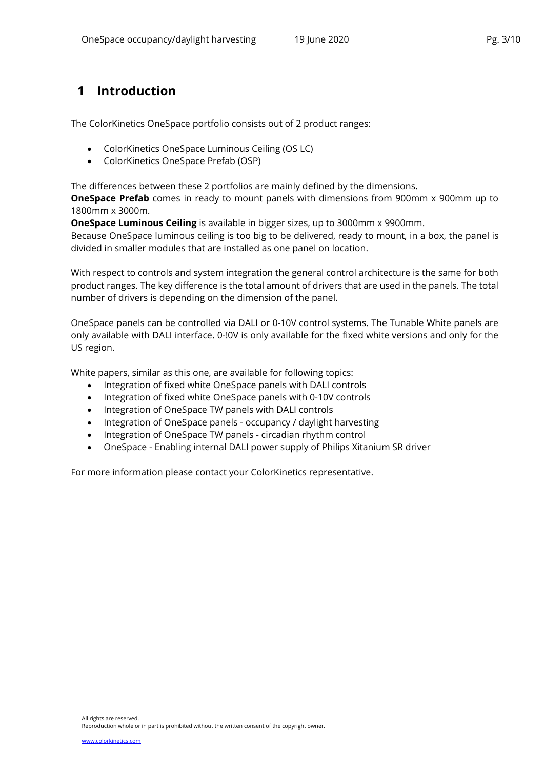# 1 Introduction

The ColorKinetics OneSpace portfolio consists out of 2 product ranges:

- ColorKinetics OneSpace Luminous Ceiling (OS LC)
- ColorKinetics OneSpace Prefab (OSP)

The differences between these 2 portfolios are mainly defined by the dimensions.
**OneSpace Prefab** comes in ready to mount panels with dimensions from 900mm x 900mm up to 1800mm x 3000m.
**OneSpace Luminous Ceiling** is available in bigger sizes, up to 3000mm x 9900mm.
Because OneSpace luminous ceiling is too big to be delivered, ready to mount, in a box, the panel is divided in smaller modules that are installed as one panel on location.

With respect to controls and system integration the general control architecture is the same for both product ranges. The key difference is the total amount of drivers that are used in the panels. The total number of drivers is depending on the dimension of the panel.

OneSpace panels can be controlled via DALI or 0-10V control systems. The Tunable White panels are only available with DALI interface. 0-!0V is only available for the fixed white versions and only for the US region.

White papers, similar as this one, are available for following topics:

- Integration of fixed white OneSpace panels with DALI controls
- Integration of fixed white OneSpace panels with 0-10V controls
- Integration of OneSpace TW panels with DALI controls
- Integration of OneSpace panels - occupancy / daylight harvesting
- Integration of OneSpace TW panels - circadian rhythm control
- OneSpace - Enabling internal DALI power supply of Philips Xitanium SR driver

For more information please contact your ColorKinetics representative.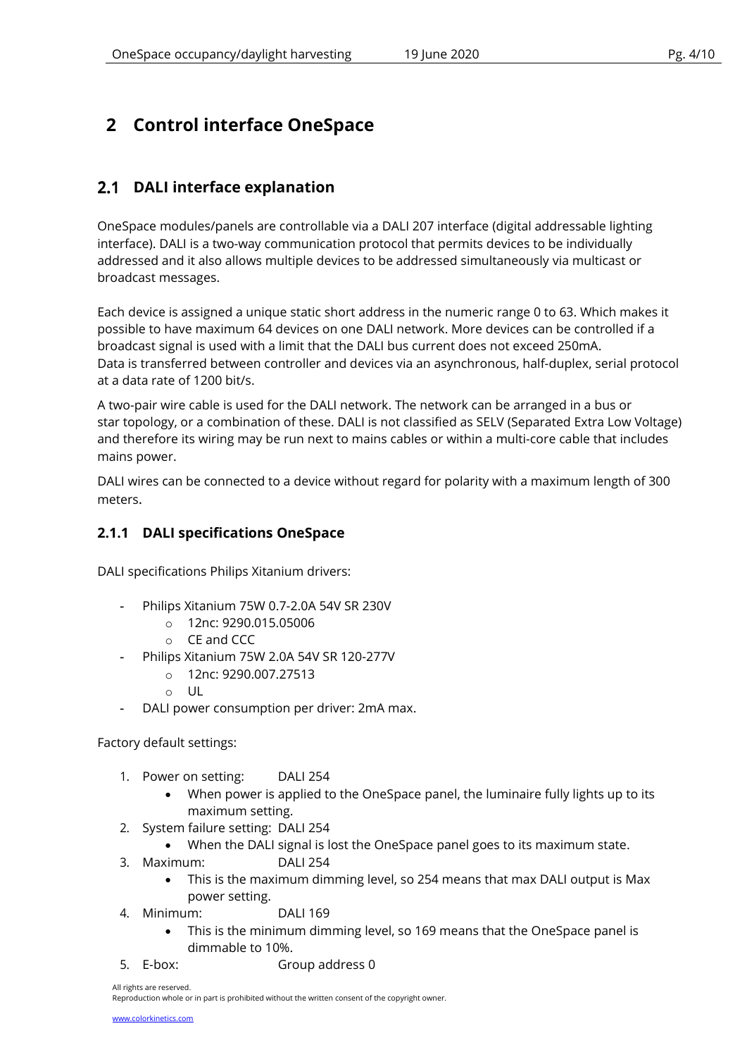# 2 Control interface OneSpace

## 2.1 DALI interface explanation

OneSpace modules/panels are controllable via a DALI 207 interface (digital addressable lighting interface). DALI is a two-way communication protocol that permits devices to be individually addressed and it also allows multiple devices to be addressed simultaneously via multicast or broadcast messages.

Each device is assigned a unique static short address in the numeric range 0 to 63. Which makes it possible to have maximum 64 devices on one DALI network. More devices can be controlled if a broadcast signal is used with a limit that the DALI bus current does not exceed 250mA. Data is transferred between controller and devices via an asynchronous, half-duplex, serial protocol at a data rate of 1200 bit/s.

A two-pair wire cable is used for the DALI network. The network can be arranged in a bus or star topology, or a combination of these. DALI is not classified as SELV (Separated Extra Low Voltage) and therefore its wiring may be run next to mains cables or within a multi-core cable that includes mains power.

DALI wires can be connected to a device without regard for polarity with a maximum length of 300 meters.

### 2.1.1 DALI specifications OneSpace

DALI specifications Philips Xitanium drivers:

- Philips Xitanium 75W 0.7-2.0A 54V SR 230V
    - 12nc: 9290.015.05006
    - CE and CCC
- Philips Xitanium 75W 2.0A 54V SR 120-277V
    - 12nc: 9290.007.27513
    - UL
- DALI power consumption per driver: 2mA max.

Factory default settings:

1. Power on setting: DALI 254
    - When power is applied to the OneSpace panel, the luminaire fully lights up to its maximum setting.
2. System failure setting: DALI 254
    - When the DALI signal is lost the OneSpace panel goes to its maximum state.
3. Maximum: DALI 254
    - This is the maximum dimming level, so 254 means that max DALI output is Max power setting.
4. Minimum: DALI 169
    - This is the minimum dimming level, so 169 means that the OneSpace panel is dimmable to 10%.
5. E-box: Group address 0

All rights are reserved.
Reproduction whole or in part is prohibited without the written consent of the copyright owner.

www.colorkinetics.com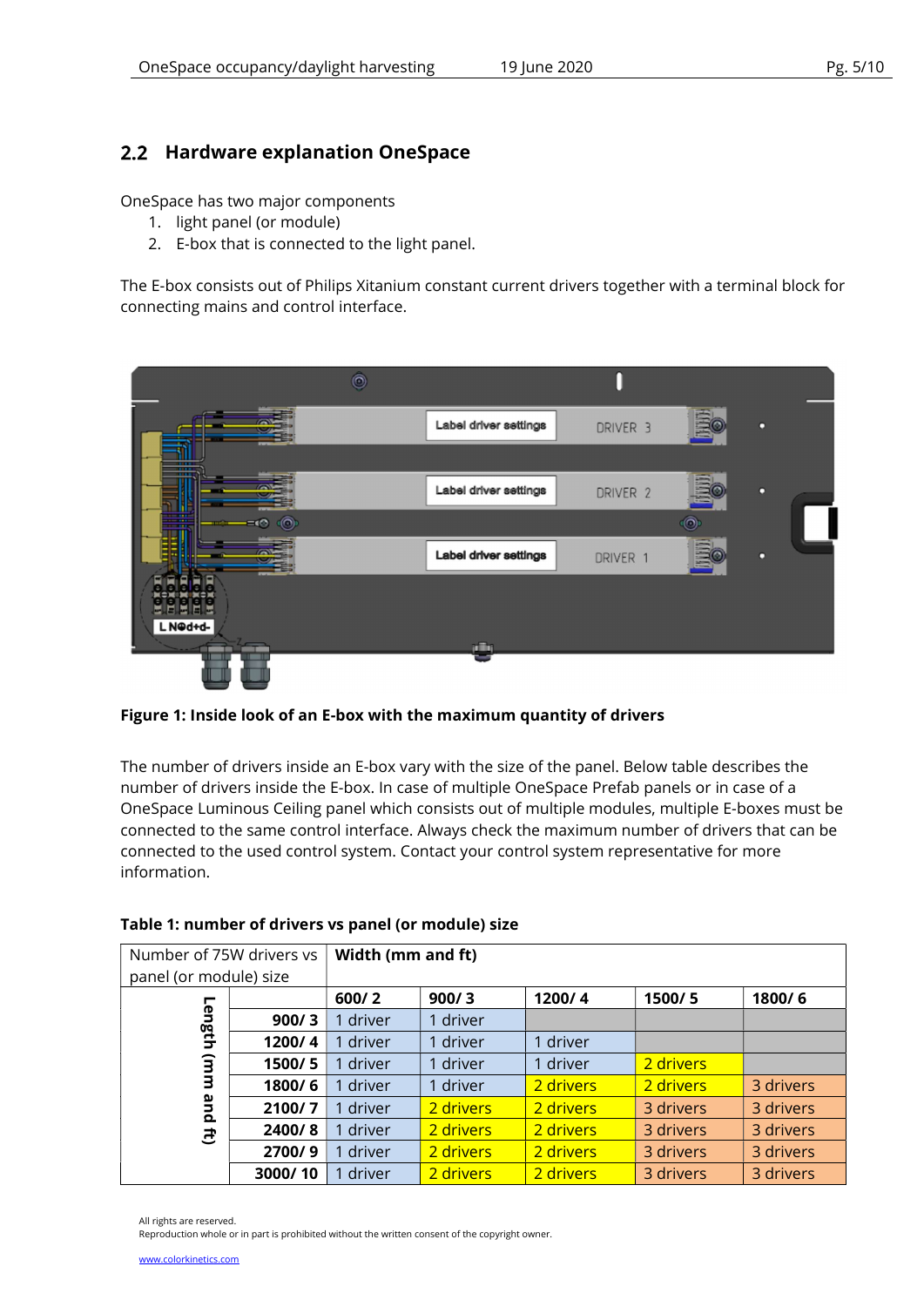## 2.2 Hardware explanation OneSpace

OneSpace has two major components

1. light panel (or module)
2. E-box that is connected to the light panel.

The E-box consists out of Philips Xitanium constant current drivers together with a terminal block for connecting mains and control interface.

**Figure 1: Inside look of an E-box with the maximum quantity of drivers**

The number of drivers inside an E-box vary with the size of the panel. Below table describes the number of drivers inside the E-box. In case of multiple OneSpace Prefab panels or in case of a OneSpace Luminous Ceiling panel which consists out of multiple modules, multiple E-boxes must be connected to the same control interface. Always check the maximum number of drivers that can be connected to the used control system. Contact your control system representative for more information.

**Table 1: number of drivers vs panel (or module) size**

| Number of 75W drivers vs panel (or module) size | | **Width (mm and ft)** | | | | |
|---|---|---|---|---|---|---|
| | | **600/ 2** | **900/ 3** | **1200/ 4** | **1500/ 5** | **1800/ 6** |
| **Length (mm and ft)** | **900/ 3** | 1 driver | 1 driver | | | |
| | **1200/ 4** | 1 driver | 1 driver | 1 driver | | |
| | **1500/ 5** | 1 driver | 1 driver | 1 driver | 2 drivers | |
| | **1800/ 6** | 1 driver | 1 driver | 2 drivers | 2 drivers | 3 drivers |
| | **2100/ 7** | 1 driver | 2 drivers | 2 drivers | 3 drivers | 3 drivers |
| | **2400/ 8** | 1 driver | 2 drivers | 2 drivers | 3 drivers | 3 drivers |
| | **2700/ 9** | 1 driver | 2 drivers | 2 drivers | 3 drivers | 3 drivers |
| | **3000/ 10** | 1 driver | 2 drivers | 2 drivers | 3 drivers | 3 drivers |

All rights reserved.
Reproduction whole or in part is prohibited without the written consent of the copyright owner.

www.colorkinetics.com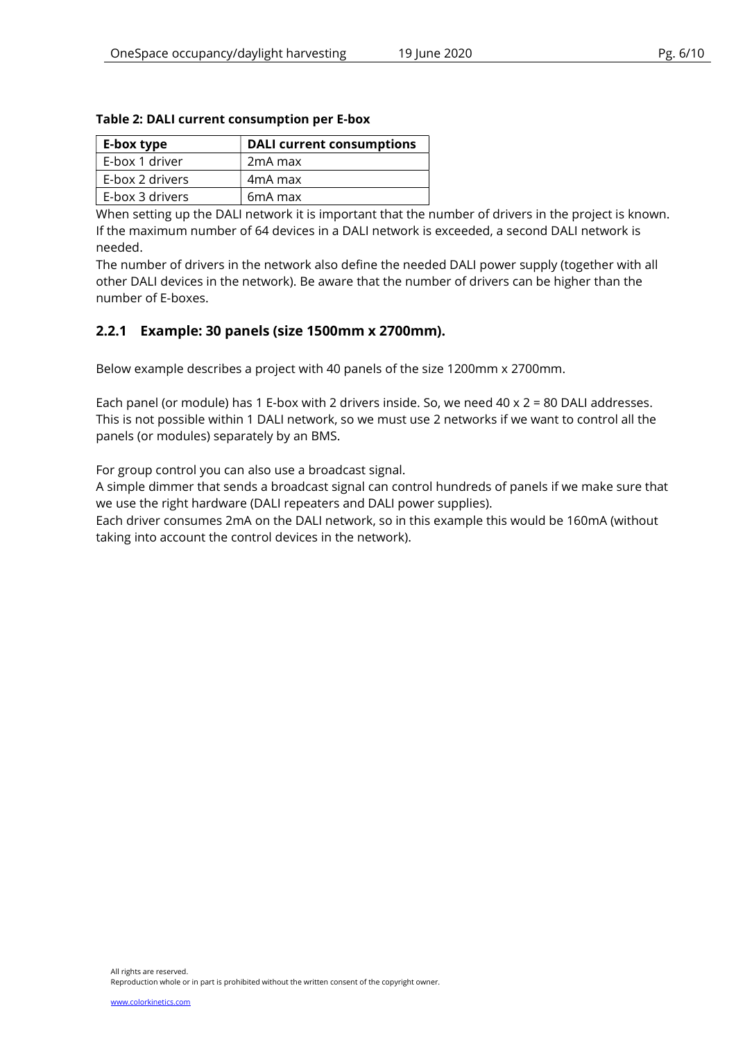**Table 2: DALI current consumption per E-box**

| E-box type | DALI current consumptions |
| --- | --- |
| E-box 1 driver | 2mA max |
| E-box 2 drivers | 4mA max |
| E-box 3 drivers | 6mA max |

When setting up the DALI network it is important that the number of drivers in the project is known. If the maximum number of 64 devices in a DALI network is exceeded, a second DALI network is needed.

The number of drivers in the network also define the needed DALI power supply (together with all other DALI devices in the network). Be aware that the number of drivers can be higher than the number of E-boxes.

### 2.2.1 Example: 30 panels (size 1500mm x 2700mm).

Below example describes a project with 40 panels of the size 1200mm x 2700mm.

Each panel (or module) has 1 E-box with 2 drivers inside. So, we need 40 x 2 = 80 DALI addresses. This is not possible within 1 DALI network, so we must use 2 networks if we want to control all the panels (or modules) separately by an BMS.

For group control you can also use a broadcast signal.

A simple dimmer that sends a broadcast signal can control hundreds of panels if we make sure that we use the right hardware (DALI repeaters and DALI power supplies).

Each driver consumes 2mA on the DALI network, so in this example this would be 160mA (without taking into account the control devices in the network).

All rights are reserved.
Reproduction whole or in part is prohibited without the written consent of the copyright owner.

www.colorkinetics.com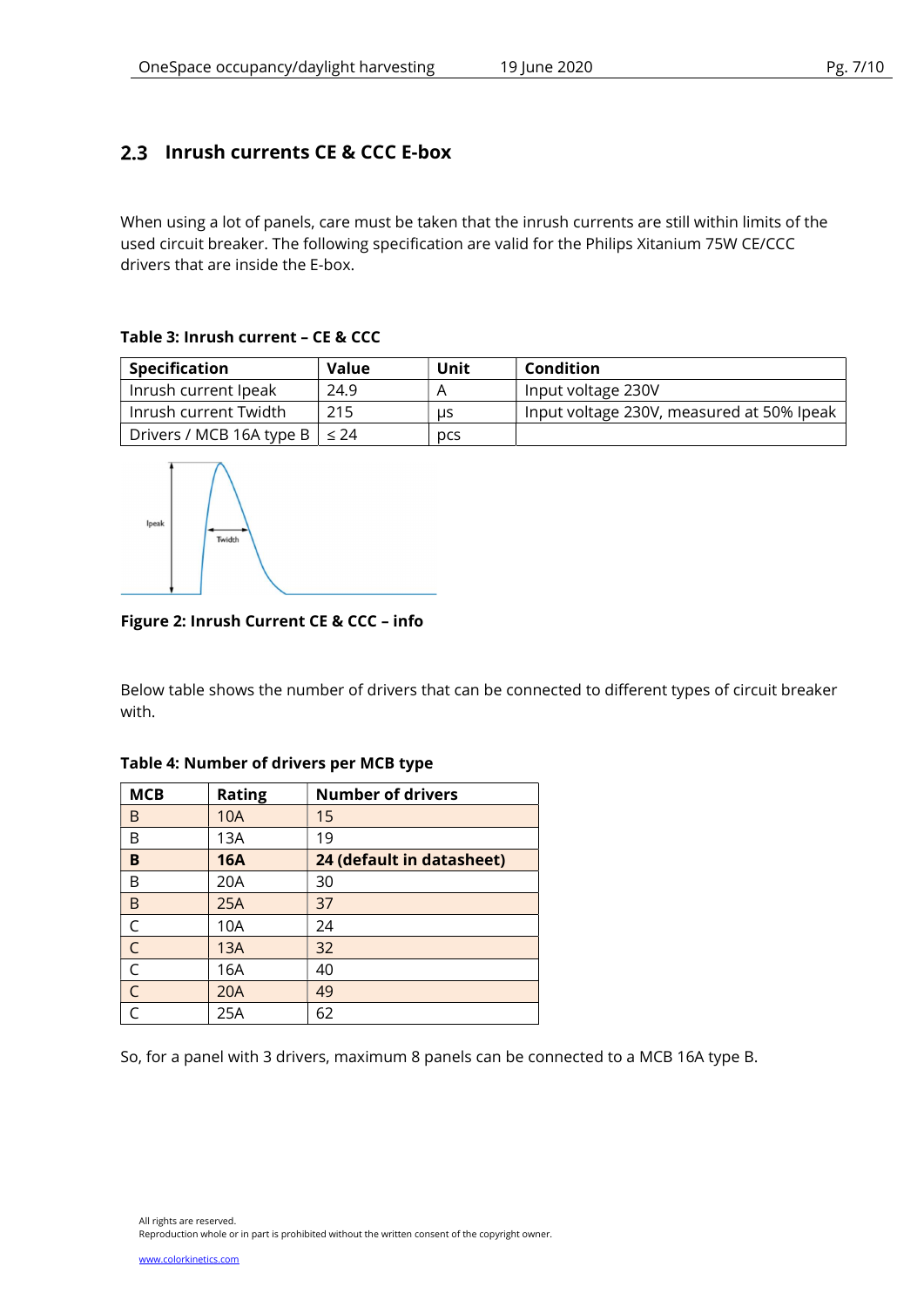## 2.3 Inrush currents CE & CCC E-box

When using a lot of panels, care must be taken that the inrush currents are still within limits of the used circuit breaker. The following specification are valid for the Philips Xitanium 75W CE/CCC drivers that are inside the E-box.

**Table 3: Inrush current – CE & CCC**

| Specification | Value | Unit | Condition |
|---|---|---|---|
| Inrush current Ipeak | 24.9 | A | Input voltage 230V |
| Inrush current Twidth | 215 | µs | Input voltage 230V, measured at 50% Ipeak |
| Drivers / MCB 16A type B | ≤ 24 | pcs | |

**Figure 2: Inrush Current CE & CCC – info**

Below table shows the number of drivers that can be connected to different types of circuit breaker with.

**Table 4: Number of drivers per MCB type**

| MCB | Rating | Number of drivers |
|---|---|---|
| B | 10A | 15 |
| B | 13A | 19 |
| **B** | **16A** | **24 (default in datasheet)** |
| B | 20A | 30 |
| B | 25A | 37 |
| C | 10A | 24 |
| C | 13A | 32 |
| C | 16A | 40 |
| C | 20A | 49 |
| C | 25A | 62 |

So, for a panel with 3 drivers, maximum 8 panels can be connected to a MCB 16A type B.

All rights are reserved.
Reproduction whole or in part is prohibited without the written consent of the copyright owner.

www.colorkinetics.com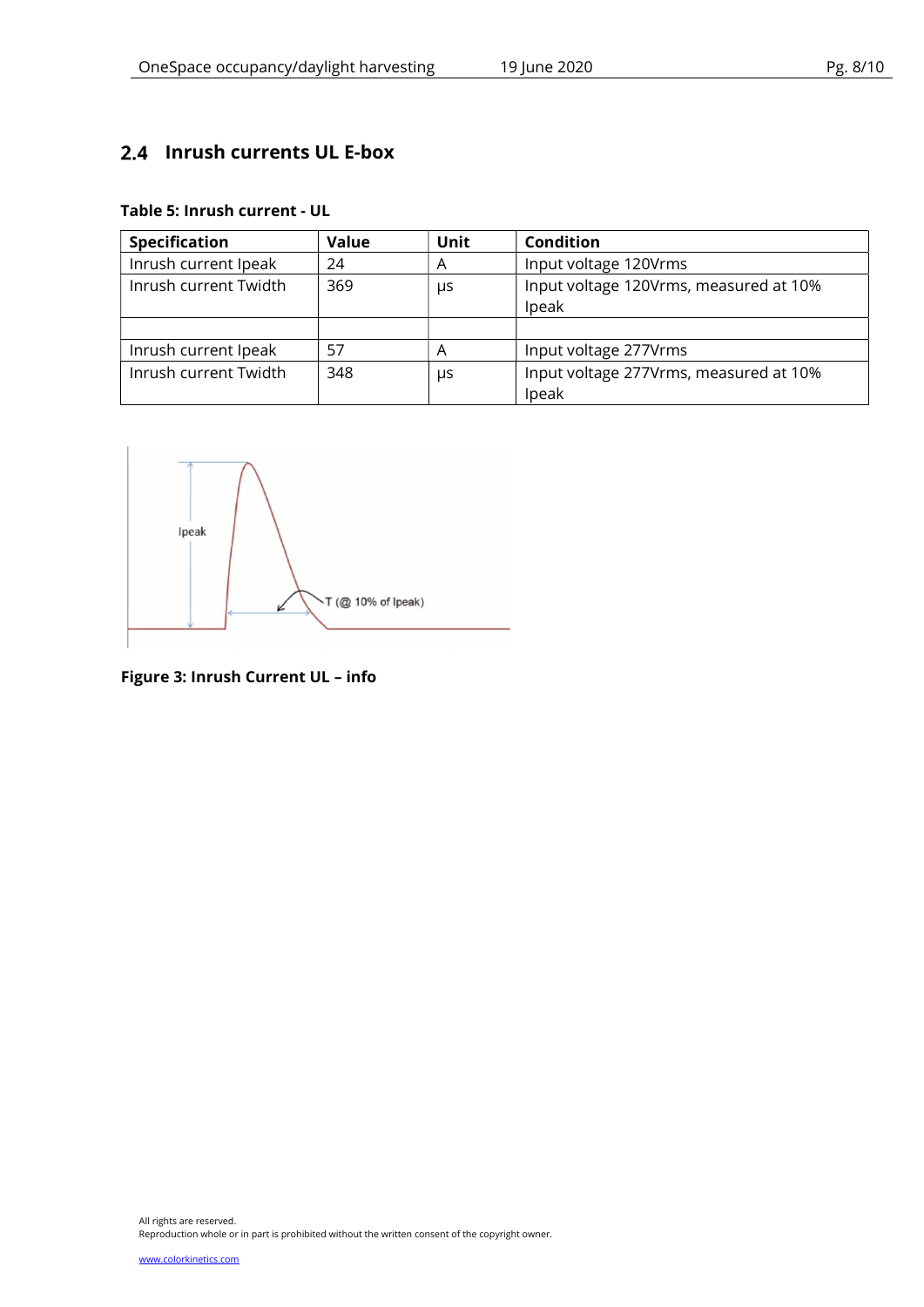## 2.4 Inrush currents UL E-box

**Table 5: Inrush current - UL**

| Specification | Value | Unit | Condition |
|---|---|---|---|
| Inrush current Ipeak | 24 | A | Input voltage 120Vrms |
| Inrush current Twidth | 369 | µs | Input voltage 120Vrms, measured at 10% Ipeak |
| | | | |
| Inrush current Ipeak | 57 | A | Input voltage 277Vrms |
| Inrush current Twidth | 348 | µs | Input voltage 277Vrms, measured at 10% Ipeak |

**Figure 3: Inrush Current UL – info**

All rights are reserved.
Reproduction whole or in part is prohibited without the written consent of the copyright owner.

www.colorkinetics.com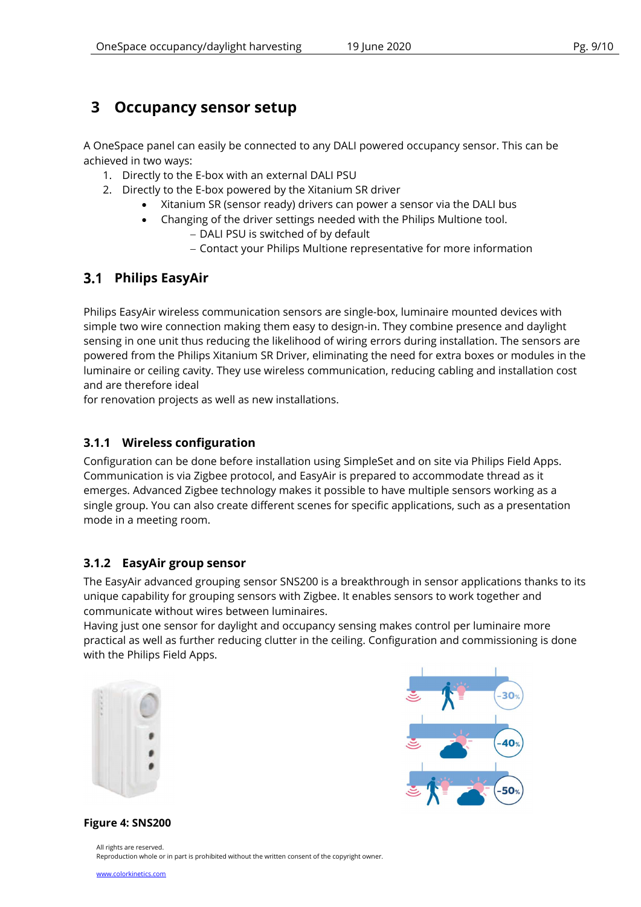# 3 Occupancy sensor setup

A OneSpace panel can easily be connected to any DALI powered occupancy sensor. This can be achieved in two ways:

1. Directly to the E-box with an external DALI PSU
2. Directly to the E-box powered by the Xitanium SR driver
    - Xitanium SR (sensor ready) drivers can power a sensor via the DALI bus
    - Changing of the driver settings needed with the Philips Multione tool.
        - DALI PSU is switched of by default
        - Contact your Philips Multione representative for more information

## 3.1 Philips EasyAir

Philips EasyAir wireless communication sensors are single-box, luminaire mounted devices with simple two wire connection making them easy to design-in. They combine presence and daylight sensing in one unit thus reducing the likelihood of wiring errors during installation. The sensors are powered from the Philips Xitanium SR Driver, eliminating the need for extra boxes or modules in the luminaire or ceiling cavity. They use wireless communication, reducing cabling and installation cost and are therefore ideal
for renovation projects as well as new installations.

### 3.1.1 Wireless configuration

Configuration can be done before installation using SimpleSet and on site via Philips Field Apps. Communication is via Zigbee protocol, and EasyAir is prepared to accommodate thread as it emerges. Advanced Zigbee technology makes it possible to have multiple sensors working as a single group. You can also create different scenes for specific applications, such as a presentation mode in a meeting room.

### 3.1.2 EasyAir group sensor

The EasyAir advanced grouping sensor SNS200 is a breakthrough in sensor applications thanks to its unique capability for grouping sensors with Zigbee. It enables sensors to work together and communicate without wires between luminaires.
Having just one sensor for daylight and occupancy sensing makes control per luminaire more practical as well as further reducing clutter in the ceiling. Configuration and commissioning is done with the Philips Field Apps.

**Figure 4: SNS200**

All rights are reserved.
Reproduction whole or in part is prohibited without the written consent of the copyright owner.

www.colorkinetics.com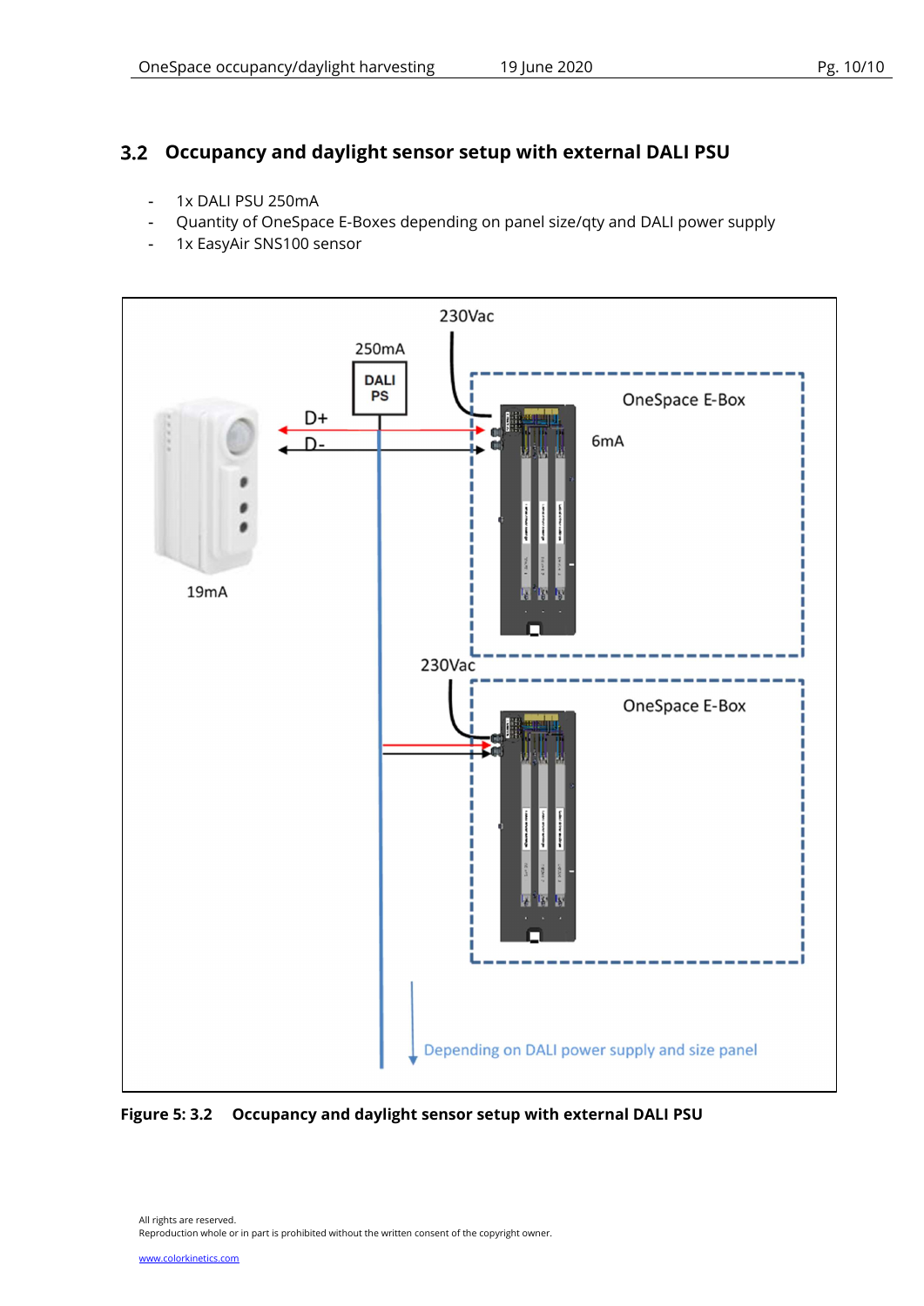## 3.2 Occupancy and daylight sensor setup with external DALI PSU

- 1x DALI PSU 250mA
- Quantity of OneSpace E-Boxes depending on panel size/qty and DALI power supply
- 1x EasyAir SNS100 sensor

230Vac

250mA

DALI PS

D+

D-

OneSpace E-Box

6mA

19mA

230Vac

OneSpace E-Box

Depending on DALI power supply and size panel

**Figure 5: 3.2 Occupancy and daylight sensor setup with external DALI PSU**

All rights are reserved.
Reproduction whole or in part is prohibited without the written consent of the copyright owner.

www.colorkinetics.com